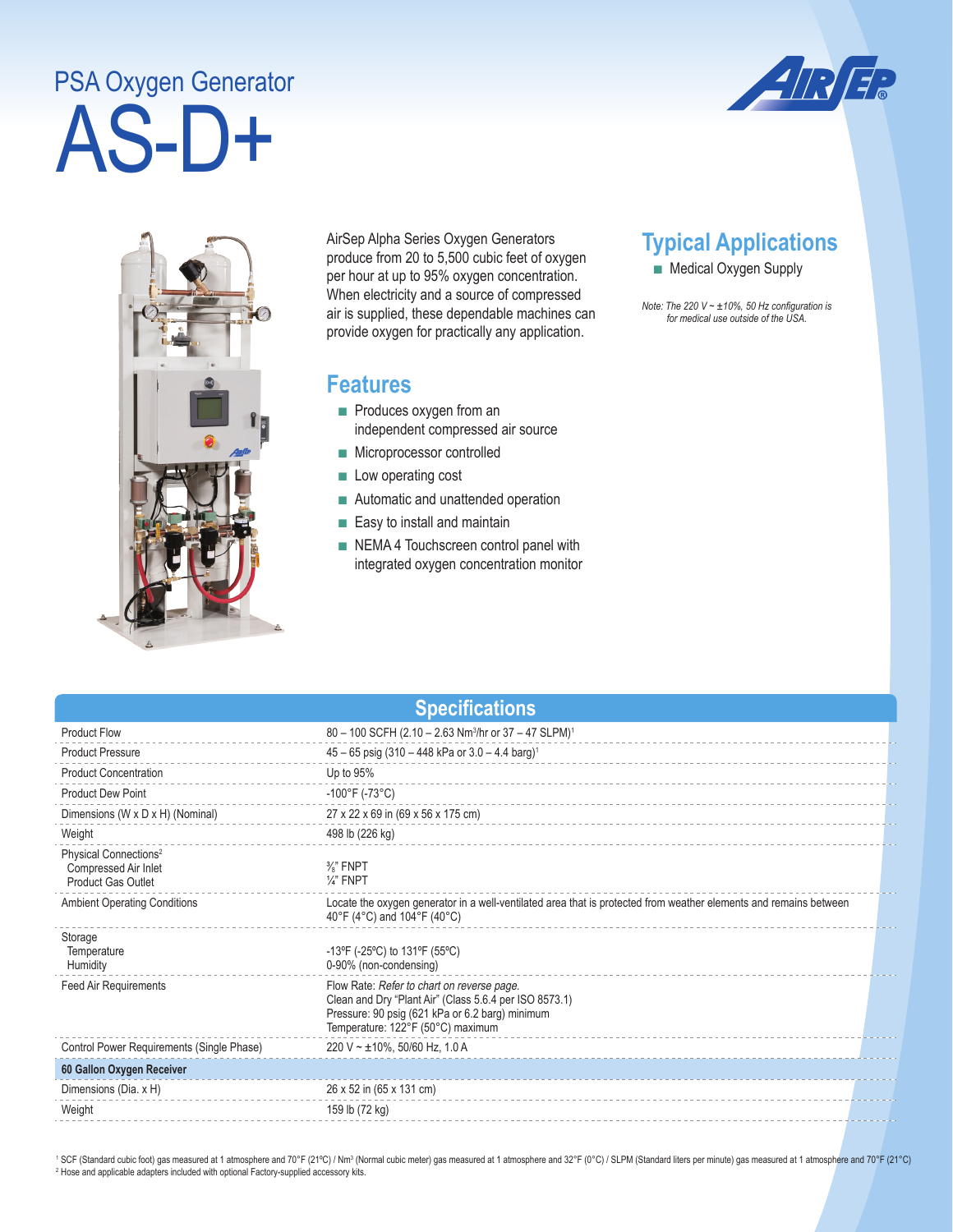PSA Oxygen Generator

# AS-D+

AirSep Alpha Series Oxygen Generators produce from 20 to 5,500 cubic feet of oxygen per hour at up to 95% oxygen concentration. When electricity and a source of compressed air is supplied, these dependable machines can provide oxygen for practically any application.

## Features

- Produces oxygen from an independent compressed air source
- Microprocessor controlled
- Low operating cost
- Automatic and unattended operation
- Easy to install and maintain
- NEMA 4 Touchscreen control panel with integrated oxygen concentration monitor

## Typical Applications

- Medical Oxygen Supply

*Note: The 220 V ~ ±10%, 50 Hz configuration is for medical use outside of the USA.*

## Specifications

| | |
|---|---|
| Product Flow | 80 – 100 SCFH (2.10 – 2.63 Nm³/hr or 37 – 47 SLPM)[1] |
| Product Pressure | 45 – 65 psig (310 – 448 kPa or 3.0 – 4.4 barg)[1] |
| Product Concentration | Up to 95% |
| Product Dew Point | -100°F (-73°C) |
| Dimensions (W x D x H) (Nominal) | 27 x 22 x 69 in (69 x 56 x 175 cm) |
| Weight | 498 lb (226 kg) |
| Physical Connections[2] | |
| Compressed Air Inlet | ⅜" FNPT |
| Product Gas Outlet | ¼" FNPT |
| Ambient Operating Conditions | Locate the oxygen generator in a well-ventilated area that is protected from weather elements and remains between 40°F (4°C) and 104°F (40°C) |
| Storage | |
| Temperature | -13ºF (-25ºC) to 131ºF (55ºC) |
| Humidity | 0-90% (non-condensing) |
| Feed Air Requirements | Flow Rate: *Refer to chart on reverse page.* Clean and Dry "Plant Air" (Class 5.6.4 per ISO 8573.1) Pressure: 90 psig (621 kPa or 6.2 barg) minimum Temperature: 122°F (50°C) maximum |
| Control Power Requirements (Single Phase) | 220 V ~ ±10%, 50/60 Hz, 1.0 A |
| **60 Gallon Oxygen Receiver** | |
| Dimensions (Dia. x H) | 26 x 52 in (65 x 131 cm) |
| Weight | 159 lb (72 kg) |

[1] SCF (Standard cubic foot) gas measured at 1 atmosphere and 70°F (21ºC) / Nm³ (Normal cubic meter) gas measured at 1 atmosphere and 32°F (0°C) / SLPM (Standard liters per minute) gas measured at 1 atmosphere and 70°F (21°C)
[2] Hose and applicable adapters included with optional Factory-supplied accessory kits.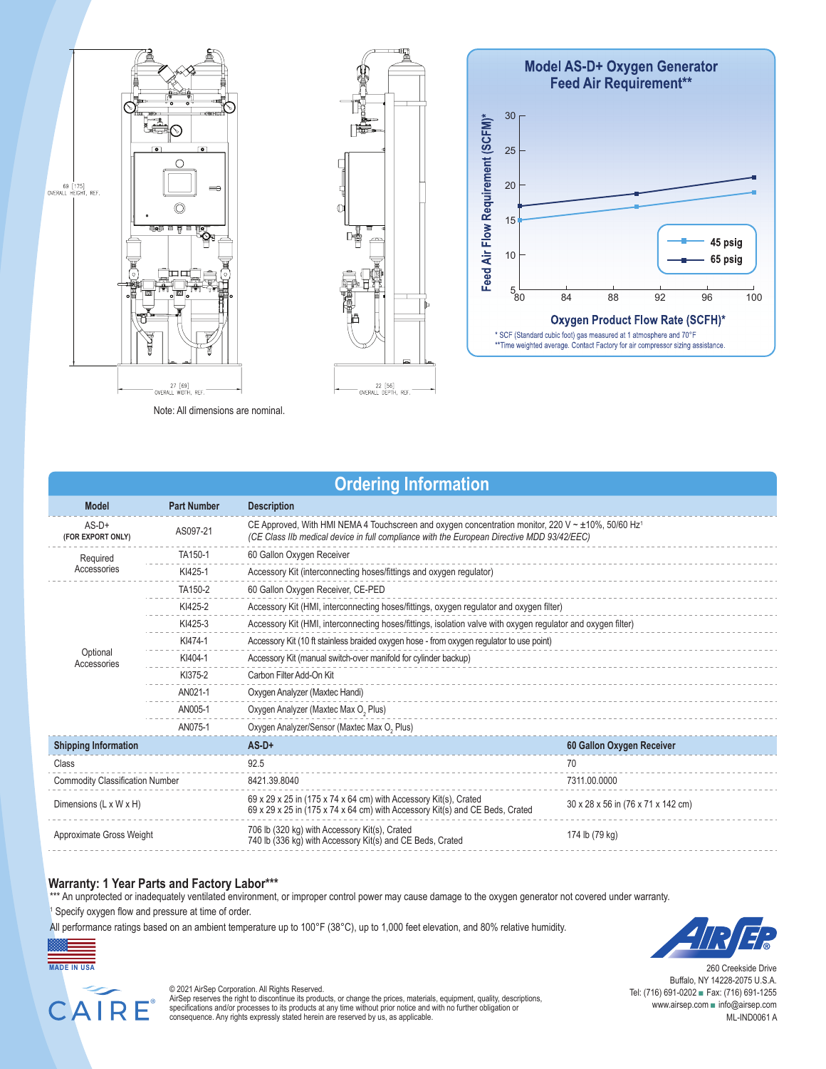69 [175]
OVERALL HEIGHT, REF.

27 [69]
OVERALL WIDTH, REF.

22 [56]
OVERALL DEPTH, REF.

Note: All dimensions are nominal.

**Model AS-D+ Oxygen Generator Feed Air Requirement****

Feed Air Flow Requirement (SCFM)*

30
25
20
15
10
5

80 84 88 92 96 100

Oxygen Product Flow Rate (SCFH)*

45 psig
65 psig

* SCF (Standard cubic foot) gas measured at 1 atmosphere and 70°F
**Time weighted average. Contact Factory for air compressor sizing assistance.

## Ordering Information

| Model | Part Number | Description |
|---|---|---|
| AS-D+ **(FOR EXPORT ONLY)** | AS097-21 | CE Approved, With HMI NEMA 4 Touchscreen and oxygen concentration monitor, 220 V ~ ±10%, 50/60 Hz[1] *(CE Class IIb medical device in full compliance with the European Directive MDD 93/42/EEC)* |
| Required Accessories | TA150-1 | 60 Gallon Oxygen Receiver |
| | KI425-1 | Accessory Kit (interconnecting hoses/fittings and oxygen regulator) |
| Optional Accessories | TA150-2 | 60 Gallon Oxygen Receiver, CE-PED |
| | KI425-2 | Accessory Kit (HMI, interconnecting hoses/fittings, oxygen regulator and oxygen filter) |
| | KI425-3 | Accessory Kit (HMI, interconnecting hoses/fittings, isolation valve with oxygen regulator and oxygen filter) |
| | KI474-1 | Accessory Kit (10 ft stainless braided oxygen hose - from oxygen regulator to use point) |
| | KI404-1 | Accessory Kit (manual switch-over manifold for cylinder backup) |
| | KI375-2 | Carbon Filter Add-On Kit |
| | AN021-1 | Oxygen Analyzer (Maxtec Handi) |
| | AN005-1 | Oxygen Analyzer (Maxtec Max $O_2$ Plus) |
| | AN075-1 | Oxygen Analyzer/Sensor (Maxtec Max $O_2$ Plus) |

| Shipping Information | AS-D+ | 60 Gallon Oxygen Receiver |
|---|---|---|
| Class | 92.5 | 70 |
| Commodity Classification Number | 8421.39.8040 | 7311.00.0000 |
| Dimensions (L x W x H) | 69 x 29 x 25 in (175 x 74 x 64 cm) with Accessory Kit(s), Crated<br>69 x 29 x 25 in (175 x 74 x 64 cm) with Accessory Kit(s) and CE Beds, Crated | 30 x 28 x 56 in (76 x 71 x 142 cm) |
| Approximate Gross Weight | 706 lb (320 kg) with Accessory Kit(s), Crated<br>740 lb (336 kg) with Accessory Kit(s) and CE Beds, Crated | 174 lb (79 kg) |

### Warranty: 1 Year Parts and Factory Labor***

*** An unprotected or inadequately ventilated environment, or improper control power may cause damage to the oxygen generator not covered under warranty.

[1] Specify oxygen flow and pressure at time of order.

All performance ratings based on an ambient temperature up to 100°F (38°C), up to 1,000 feet elevation, and 80% relative humidity.

MADE IN USA

CAIRE

© 2021 AirSep Corporation. All Rights Reserved.
AirSep reserves the right to discontinue its products, or change the prices, materials, equipment, quality, descriptions, specifications and/or processes to its products at any time without prior notice and with no further obligation or consequence. Any rights expressly stated herein are reserved by us, as applicable.

AIRSEP®

260 Creekside Drive
Buffalo, NY 14228-2075 U.S.A.
Tel: (716) 691-0202 ■ Fax: (716) 691-1255
www.airsep.com ■ info@airsep.com
ML-IND0061 A